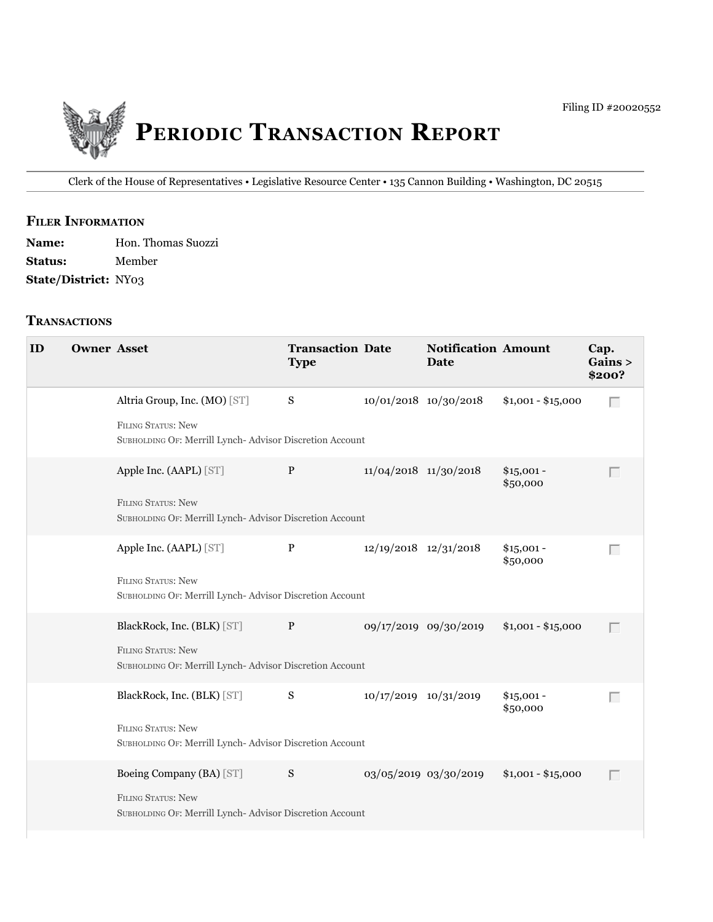Filing ID #20020552

# Periodic Transaction Report

Clerk of the House of Representatives • Legislative Resource Center • 135 Cannon Building • Washington, DC 20515

## Filer Information

**Name:** Hon. Thomas Suozzi
**Status:** Member
**State/District:** NY03

## Transactions

| ID | Owner | Asset | Transaction Type | Date | Notification Date | Amount | Cap. Gains > $200? |
|---|---|---|---|---|---|---|---|
| | | Altria Group, Inc. (MO) [ST]<br>Filing Status: New<br>Subholding Of: Merrill Lynch- Advisor Discretion Account | S | 10/01/2018 | 10/30/2018 | $1,001 - $15,000 | ☐ |
| | | Apple Inc. (AAPL) [ST]<br>Filing Status: New<br>Subholding Of: Merrill Lynch- Advisor Discretion Account | P | 11/04/2018 | 11/30/2018 | $15,001 - $50,000 | ☐ |
| | | Apple Inc. (AAPL) [ST]<br>Filing Status: New<br>Subholding Of: Merrill Lynch- Advisor Discretion Account | P | 12/19/2018 | 12/31/2018 | $15,001 - $50,000 | ☐ |
| | | BlackRock, Inc. (BLK) [ST]<br>Filing Status: New<br>Subholding Of: Merrill Lynch- Advisor Discretion Account | P | 09/17/2019 | 09/30/2019 | $1,001 - $15,000 | ☐ |
| | | BlackRock, Inc. (BLK) [ST]<br>Filing Status: New<br>Subholding Of: Merrill Lynch- Advisor Discretion Account | S | 10/17/2019 | 10/31/2019 | $15,001 - $50,000 | ☐ |
| | | Boeing Company (BA) [ST]<br>Filing Status: New<br>Subholding Of: Merrill Lynch- Advisor Discretion Account | S | 03/05/2019 | 03/30/2019 | $1,001 - $15,000 | ☐ |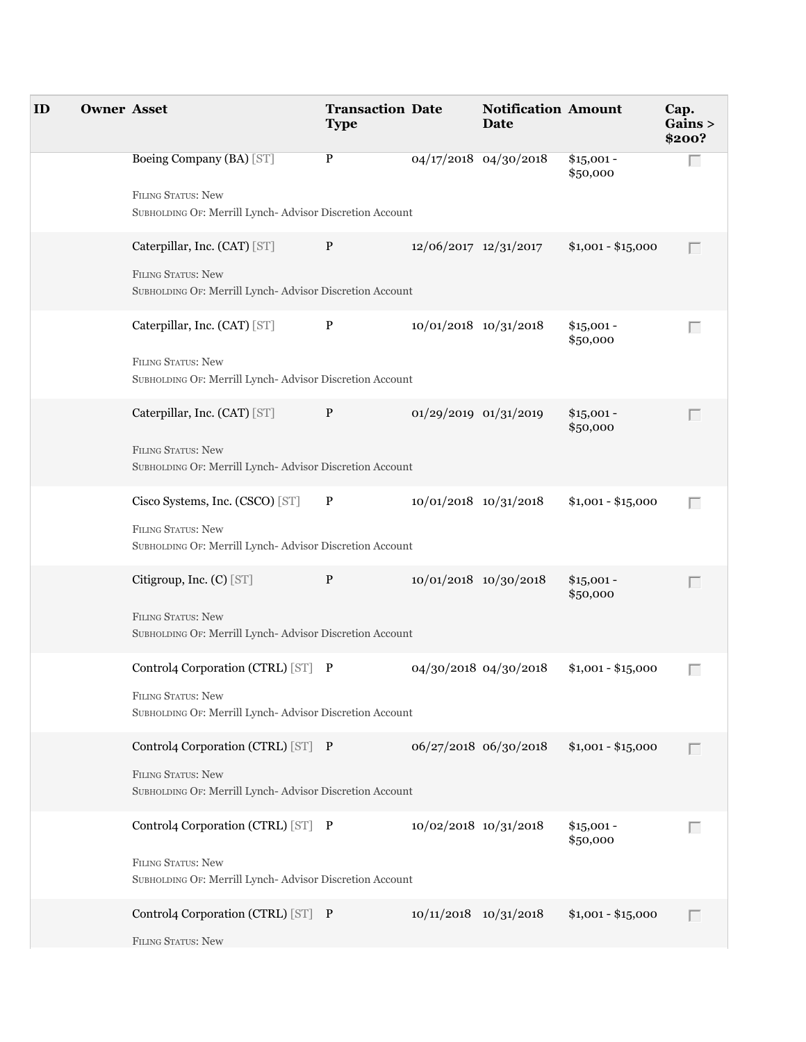| ID | Owner | Asset | Transaction Type | Date | Notification Date | Amount | Cap. Gains > $200? |
| --- | --- | --- | --- | --- | --- | --- | --- |
| | | Boeing Company (BA) [ST]<br><br>Filing Status: New<br>Subholding Of: Merrill Lynch- Advisor Discretion Account | P | 04/17/2018 | 04/30/2018 | $15,001 - $50,000 | |
| | | Caterpillar, Inc. (CAT) [ST]<br><br>Filing Status: New<br>Subholding Of: Merrill Lynch- Advisor Discretion Account | P | 12/06/2017 | 12/31/2017 | $1,001 - $15,000 | |
| | | Caterpillar, Inc. (CAT) [ST]<br><br>Filing Status: New<br>Subholding Of: Merrill Lynch- Advisor Discretion Account | P | 10/01/2018 | 10/31/2018 | $15,001 - $50,000 | |
| | | Caterpillar, Inc. (CAT) [ST]<br><br>Filing Status: New<br>Subholding Of: Merrill Lynch- Advisor Discretion Account | P | 01/29/2019 | 01/31/2019 | $15,001 - $50,000 | |
| | | Cisco Systems, Inc. (CSCO) [ST]<br><br>Filing Status: New<br>Subholding Of: Merrill Lynch- Advisor Discretion Account | P | 10/01/2018 | 10/31/2018 | $1,001 - $15,000 | |
| | | Citigroup, Inc. (C) [ST]<br><br>Filing Status: New<br>Subholding Of: Merrill Lynch- Advisor Discretion Account | P | 10/01/2018 | 10/30/2018 | $15,001 - $50,000 | |
| | | Control4 Corporation (CTRL) [ST]<br><br>Filing Status: New<br>Subholding Of: Merrill Lynch- Advisor Discretion Account | P | 04/30/2018 | 04/30/2018 | $1,001 - $15,000 | |
| | | Control4 Corporation (CTRL) [ST]<br><br>Filing Status: New<br>Subholding Of: Merrill Lynch- Advisor Discretion Account | P | 06/27/2018 | 06/30/2018 | $1,001 - $15,000 | |
| | | Control4 Corporation (CTRL) [ST]<br><br>Filing Status: New<br>Subholding Of: Merrill Lynch- Advisor Discretion Account | P | 10/02/2018 | 10/31/2018 | $15,001 - $50,000 | |
| | | Control4 Corporation (CTRL) [ST]<br><br>Filing Status: New | P | 10/11/2018 | 10/31/2018 | $1,001 - $15,000 | |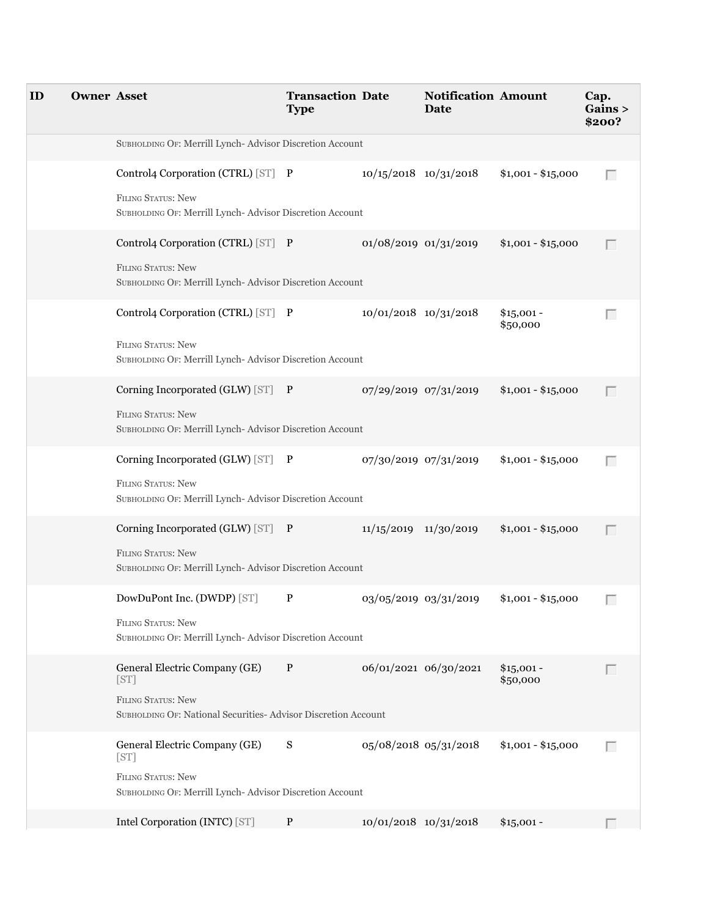| ID | Owner | Asset | Transaction Type | Date | Notification Date | Amount | Cap. Gains > $200? |
|---|---|---|---|---|---|---|---|
| | | SUBHOLDING OF: Merrill Lynch- Advisor Discretion Account | | | | | |
| | | Control4 Corporation (CTRL) [ST]<br>FILING STATUS: New<br>SUBHOLDING OF: Merrill Lynch- Advisor Discretion Account | P | 10/15/2018 | 10/31/2018 | $1,001 - $15,000 | ☐ |
| | | Control4 Corporation (CTRL) [ST]<br>FILING STATUS: New<br>SUBHOLDING OF: Merrill Lynch- Advisor Discretion Account | P | 01/08/2019 | 01/31/2019 | $1,001 - $15,000 | ☐ |
| | | Control4 Corporation (CTRL) [ST]<br>FILING STATUS: New<br>SUBHOLDING OF: Merrill Lynch- Advisor Discretion Account | P | 10/01/2018 | 10/31/2018 | $15,001 - $50,000 | ☐ |
| | | Corning Incorporated (GLW) [ST]<br>FILING STATUS: New<br>SUBHOLDING OF: Merrill Lynch- Advisor Discretion Account | P | 07/29/2019 | 07/31/2019 | $1,001 - $15,000 | ☐ |
| | | Corning Incorporated (GLW) [ST]<br>FILING STATUS: New<br>SUBHOLDING OF: Merrill Lynch- Advisor Discretion Account | P | 07/30/2019 | 07/31/2019 | $1,001 - $15,000 | ☐ |
| | | Corning Incorporated (GLW) [ST]<br>FILING STATUS: New<br>SUBHOLDING OF: Merrill Lynch- Advisor Discretion Account | P | 11/15/2019 | 11/30/2019 | $1,001 - $15,000 | ☐ |
| | | DowDuPont Inc. (DWDP) [ST]<br>FILING STATUS: New<br>SUBHOLDING OF: Merrill Lynch- Advisor Discretion Account | P | 03/05/2019 | 03/31/2019 | $1,001 - $15,000 | ☐ |
| | | General Electric Company (GE) [ST]<br>FILING STATUS: New<br>SUBHOLDING OF: National Securities- Advisor Discretion Account | P | 06/01/2021 | 06/30/2021 | $15,001 - $50,000 | ☐ |
| | | General Electric Company (GE) [ST]<br>FILING STATUS: New<br>SUBHOLDING OF: Merrill Lynch- Advisor Discretion Account | S | 05/08/2018 | 05/31/2018 | $1,001 - $15,000 | ☐ |
| | | Intel Corporation (INTC) [ST] | P | 10/01/2018 | 10/31/2018 | $15,001 - | ☐ |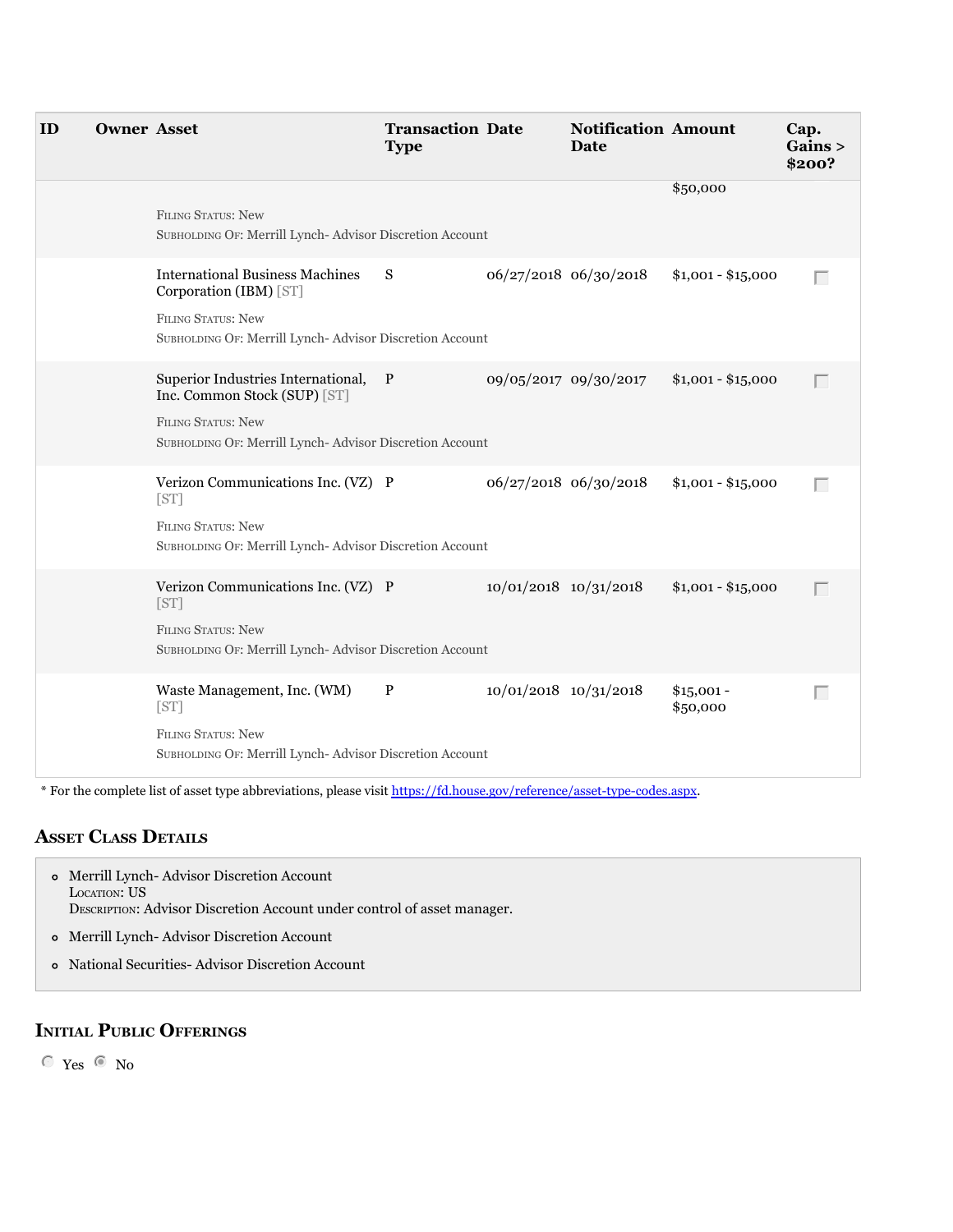| ID | Owner | Asset | Transaction Type | Date | Notification Date | Amount | Cap. Gains > $200? |
|---|---|---|---|---|---|---|---|
| | | | | | | $50,000 | |
| | | FILING STATUS: New<br>SUBHOLDING OF: Merrill Lynch- Advisor Discretion Account | | | | | |
| | | International Business Machines Corporation (IBM) [ST]<br>FILING STATUS: New<br>SUBHOLDING OF: Merrill Lynch- Advisor Discretion Account | S | 06/27/2018 | 06/30/2018 | $1,001 - $15,000 | ☐ |
| | | Superior Industries International, Inc. Common Stock (SUP) [ST]<br>FILING STATUS: New<br>SUBHOLDING OF: Merrill Lynch- Advisor Discretion Account | P | 09/05/2017 | 09/30/2017 | $1,001 - $15,000 | ☐ |
| | | Verizon Communications Inc. (VZ) [ST]<br>FILING STATUS: New<br>SUBHOLDING OF: Merrill Lynch- Advisor Discretion Account | P | 06/27/2018 | 06/30/2018 | $1,001 - $15,000 | ☐ |
| | | Verizon Communications Inc. (VZ) [ST]<br>FILING STATUS: New<br>SUBHOLDING OF: Merrill Lynch- Advisor Discretion Account | P | 10/01/2018 | 10/31/2018 | $1,001 - $15,000 | ☐ |
| | | Waste Management, Inc. (WM) [ST]<br>FILING STATUS: New<br>SUBHOLDING OF: Merrill Lynch- Advisor Discretion Account | P | 10/01/2018 | 10/31/2018 | $15,001 - $50,000 | ☐ |

* For the complete list of asset type abbreviations, please visit https://fd.house.gov/reference/asset-type-codes.aspx.

## Asset Class Details

- Merrill Lynch- Advisor Discretion Account
  LOCATION: US
  DESCRIPTION: Advisor Discretion Account under control of asset manager.
- Merrill Lynch- Advisor Discretion Account
- National Securities- Advisor Discretion Account

## Initial Public Offerings

○ Yes ● No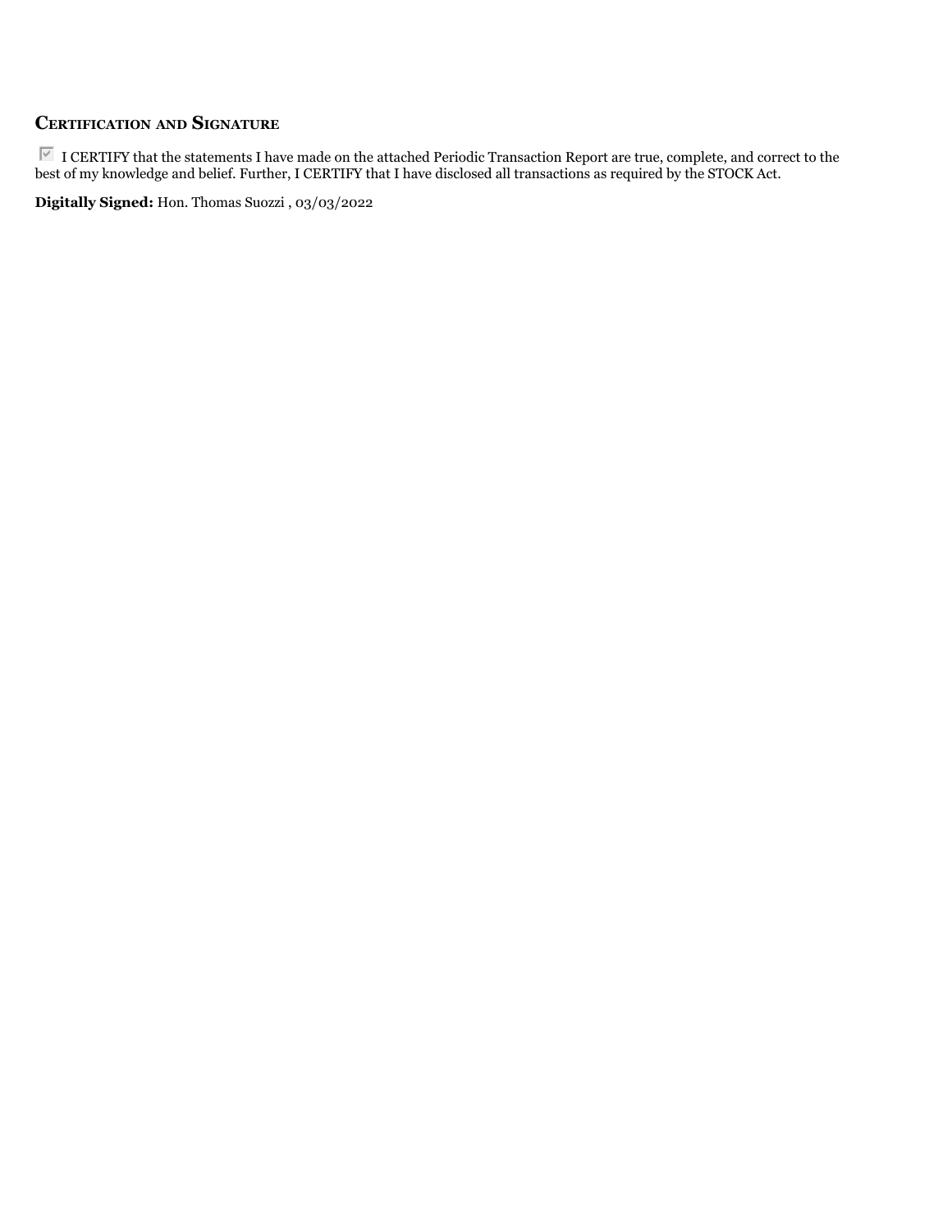## Certification and Signature

☑ I CERTIFY that the statements I have made on the attached Periodic Transaction Report are true, complete, and correct to the best of my knowledge and belief. Further, I CERTIFY that I have disclosed all transactions as required by the STOCK Act.

**Digitally Signed:** Hon. Thomas Suozzi , 03/03/2022